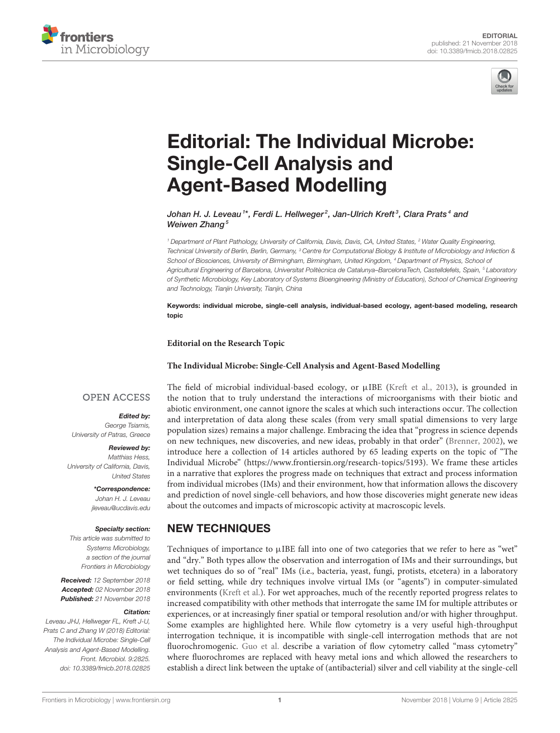EDITORIAL
published: 21 November 2018
doi: 10.3389/fmicb.2018.02825

# Editorial: The Individual Microbe: Single-Cell Analysis and Agent-Based Modelling

*Johan H. J. Leveau[1]\*, Ferdi L. Hellweger[2], Jan-Ulrich Kreft[3], Clara Prats[4] and Weiwen Zhang[5]*

[1] Department of Plant Pathology, University of California, Davis, Davis, CA, United States, [2] Water Quality Engineering, Technical University of Berlin, Berlin, Germany, [3] Centre for Computational Biology & Institute of Microbiology and Infection & School of Biosciences, University of Birmingham, Birmingham, United Kingdom, [4] Department of Physics, School of Agricultural Engineering of Barcelona, Universitat Politècnica de Catalunya–BarcelonaTech, Castelldefels, Spain, [5] Laboratory of Synthetic Microbiology, Key Laboratory of Systems Bioengineering (Ministry of Education), School of Chemical Engineering and Technology, Tianjin University, Tianjin, China

**Keywords: individual microbe, single-cell analysis, individual-based ecology, agent-based modeling, research topic**

OPEN ACCESS

***Edited by:***
*George Tsiamis,*
*University of Patras, Greece*

***Reviewed by:***
*Matthias Hess,*
*University of California, Davis, United States*

***\*Correspondence:***
*Johan H. J. Leveau*
*jleveau@ucdavis.edu*

***Specialty section:***
*This article was submitted to Systems Microbiology, a section of the journal Frontiers in Microbiology*

***Received:*** *12 September 2018*
***Accepted:*** *02 November 2018*
***Published:*** *21 November 2018*

***Citation:***
*Leveau JHJ, Hellweger FL, Kreft J-U, Prats C and Zhang W (2018) Editorial: The Individual Microbe: Single-Cell Analysis and Agent-Based Modelling. Front. Microbiol. 9:2825. doi: 10.3389/fmicb.2018.02825*

**Editorial on the Research Topic**

**The Individual Microbe: Single-Cell Analysis and Agent-Based Modelling**

The field of microbial individual-based ecology, or μIBE (Kreft et al., 2013), is grounded in the notion that to truly understand the interactions of microorganisms with their biotic and abiotic environment, one cannot ignore the scales at which such interactions occur. The collection and interpretation of data along these scales (from very small spatial dimensions to very large population sizes) remains a major challenge. Embracing the idea that "progress in science depends on new techniques, new discoveries, and new ideas, probably in that order" (Brenner, 2002), we introduce here a collection of 14 articles authored by 65 leading experts on the topic of "The Individual Microbe" (https://www.frontiersin.org/research-topics/5193). We frame these articles in a narrative that explores the progress made on techniques that extract and process information from individual microbes (IMs) and their environment, how that information allows the discovery and prediction of novel single-cell behaviors, and how those discoveries might generate new ideas about the outcomes and impacts of microscopic activity at macroscopic levels.

## NEW TECHNIQUES

Techniques of importance to μIBE fall into one of two categories that we refer to here as "wet" and "dry." Both types allow the observation and interrogation of IMs and their surroundings, but wet techniques do so of "real" IMs (i.e., bacteria, yeast, fungi, protists, etcetera) in a laboratory or field setting, while dry techniques involve virtual IMs (or "agents") in computer-simulated environments (Kreft et al.). For wet approaches, much of the recently reported progress relates to increased compatibility with other methods that interrogate the same IM for multiple attributes or experiences, or at increasingly finer spatial or temporal resolution and/or with higher throughput. Some examples are highlighted here. While flow cytometry is a very useful high-throughput interrogation technique, it is incompatible with single-cell interrogation methods that are not fluorochromogenic. Guo et al. describe a variation of flow cytometry called "mass cytometry" where fluorochromes are replaced with heavy metal ions and which allowed the researchers to establish a direct link between the uptake of (antibacterial) silver and cell viability at the single-cell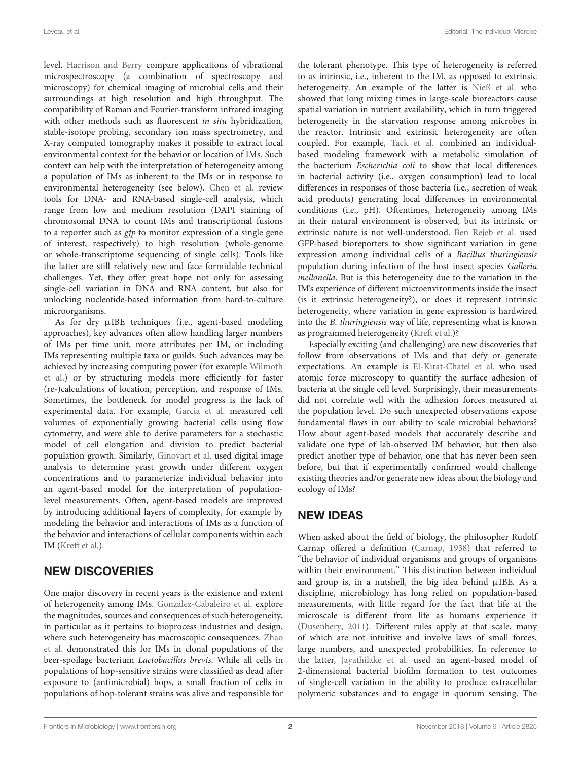level. Harrison and Berry compare applications of vibrational microspectroscopy (a combination of spectroscopy and microscopy) for chemical imaging of microbial cells and their surroundings at high resolution and high throughput. The compatibility of Raman and Fourier-transform infrared imaging with other methods such as fluorescent *in situ* hybridization, stable-isotope probing, secondary ion mass spectrometry, and X-ray computed tomography makes it possible to extract local environmental context for the behavior or location of IMs. Such context can help with the interpretation of heterogeneity among a population of IMs as inherent to the IMs or in response to environmental heterogeneity (see below). Chen et al. review tools for DNA- and RNA-based single-cell analysis, which range from low and medium resolution (DAPI staining of chromosomal DNA to count IMs and transcriptional fusions to a reporter such as *gfp* to monitor expression of a single gene of interest, respectively) to high resolution (whole-genome or whole-transcriptome sequencing of single cells). Tools like the latter are still relatively new and face formidable technical challenges. Yet, they offer great hope not only for assessing single-cell variation in DNA and RNA content, but also for unlocking nucleotide-based information from hard-to-culture microorganisms.

As for dry μIBE techniques (i.e., agent-based modeling approaches), key advances often allow handling larger numbers of IMs per time unit, more attributes per IM, or including IMs representing multiple taxa or guilds. Such advances may be achieved by increasing computing power (for example Wilmoth et al.) or by structuring models more efficiently for faster (re-)calculations of location, perception, and response of IMs. Sometimes, the bottleneck for model progress is the lack of experimental data. For example, Garcia et al. measured cell volumes of exponentially growing bacterial cells using flow cytometry, and were able to derive parameters for a stochastic model of cell elongation and division to predict bacterial population growth. Similarly, Ginovart et al. used digital image analysis to determine yeast growth under different oxygen concentrations and to parameterize individual behavior into an agent-based model for the interpretation of population-level measurements. Often, agent-based models are improved by introducing additional layers of complexity, for example by modeling the behavior and interactions of IMs as a function of the behavior and interactions of cellular components within each IM (Kreft et al.).

## NEW DISCOVERIES

One major discovery in recent years is the existence and extent of heterogeneity among IMs. González-Cabaleiro et al. explore the magnitudes, sources and consequences of such heterogeneity, in particular as it pertains to bioprocess industries and design, where such heterogeneity has macroscopic consequences. Zhao et al. demonstrated this for IMs in clonal populations of the beer-spoilage bacterium *Lactobacillus brevis*. While all cells in populations of hop-sensitive strains were classified as dead after exposure to (antimicrobial) hops, a small fraction of cells in populations of hop-tolerant strains was alive and responsible for the tolerant phenotype. This type of heterogeneity is referred to as intrinsic, i.e., inherent to the IM, as opposed to extrinsic heterogeneity. An example of the latter is Nieß et al. who showed that long mixing times in large-scale bioreactors cause spatial variation in nutrient availability, which in turn triggered heterogeneity in the starvation response among microbes in the reactor. Intrinsic and extrinsic heterogeneity are often coupled. For example, Tack et al. combined an individual-based modeling framework with a metabolic simulation of the bacterium *Escherichia coli* to show that local differences in bacterial activity (i.e., oxygen consumption) lead to local differences in responses of those bacteria (i.e., secretion of weak acid products) generating local differences in environmental conditions (i.e., pH). Oftentimes, heterogeneity among IMs in their natural environment is observed, but its intrinsic or extrinsic nature is not well-understood. Ben Rejeb et al. used GFP-based bioreporters to show significant variation in gene expression among individual cells of a *Bacillus thuringiensis* population during infection of the host insect species *Galleria mellonella*. But is this heterogeneity due to the variation in the IM's experience of different microenvironments inside the insect (is it extrinsic heterogeneity?), or does it represent intrinsic heterogeneity, where variation in gene expression is hardwired into the *B. thuringiensis* way of life, representing what is known as programmed heterogeneity (Kreft et al.)?

Especially exciting (and challenging) are new discoveries that follow from observations of IMs and that defy or generate expectations. An example is El-Kirat-Chatel et al. who used atomic force microscopy to quantify the surface adhesion of bacteria at the single cell level. Surprisingly, their measurements did not correlate well with the adhesion forces measured at the population level. Do such unexpected observations expose fundamental flaws in our ability to scale microbial behaviors? How about agent-based models that accurately describe and validate one type of lab-observed IM behavior, but then also predict another type of behavior, one that has never been seen before, but that if experimentally confirmed would challenge existing theories and/or generate new ideas about the biology and ecology of IMs?

## NEW IDEAS

When asked about the field of biology, the philosopher Rudolf Carnap offered a definition (Carnap, 1938) that referred to "the behavior of individual organisms and groups of organisms within their environment." This distinction between individual and group is, in a nutshell, the big idea behind μIBE. As a discipline, microbiology has long relied on population-based measurements, with little regard for the fact that life at the microscale is different from life as humans experience it (Dusenbery, 2011). Different rules apply at that scale, many of which are not intuitive and involve laws of small forces, large numbers, and unexpected probabilities. In reference to the latter, Jayathilake et al. used an agent-based model of 2-dimensional bacterial biofilm formation to test outcomes of single-cell variation in the ability to produce extracellular polymeric substances and to engage in quorum sensing. The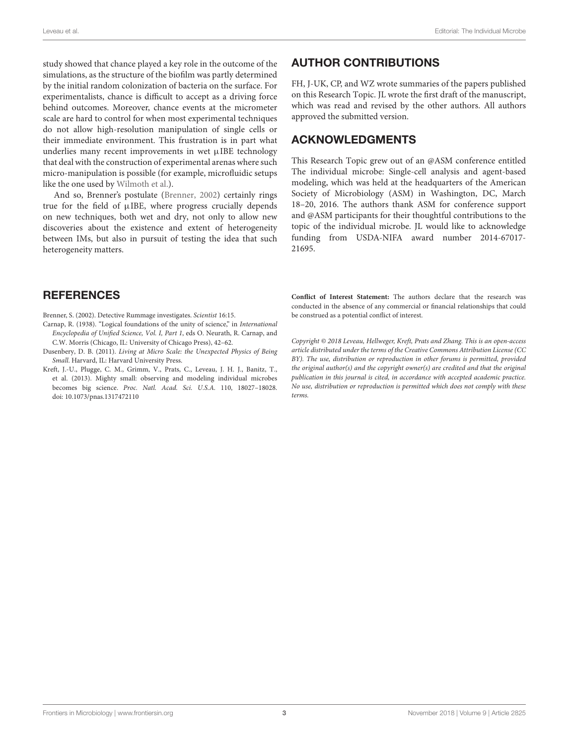study showed that chance played a key role in the outcome of the simulations, as the structure of the biofilm was partly determined by the initial random colonization of bacteria on the surface. For experimentalists, chance is difficult to accept as a driving force behind outcomes. Moreover, chance events at the micrometer scale are hard to control for when most experimental techniques do not allow high-resolution manipulation of single cells or their immediate environment. This frustration is in part what underlies many recent improvements in wet µIBE technology that deal with the construction of experimental arenas where such micro-manipulation is possible (for example, microfluidic setups like the one used by Wilmoth et al.).

And so, Brenner's postulate (Brenner, 2002) certainly rings true for the field of µIBE, where progress crucially depends on new techniques, both wet and dry, not only to allow new discoveries about the existence and extent of heterogeneity between IMs, but also in pursuit of testing the idea that such heterogeneity matters.

## AUTHOR CONTRIBUTIONS

FH, J-UK, CP, and WZ wrote summaries of the papers published on this Research Topic. JL wrote the first draft of the manuscript, which was read and revised by the other authors. All authors approved the submitted version.

## ACKNOWLEDGMENTS

This Research Topic grew out of an @ASM conference entitled The individual microbe: Single-cell analysis and agent-based modeling, which was held at the headquarters of the American Society of Microbiology (ASM) in Washington, DC, March 18–20, 2016. The authors thank ASM for conference support and @ASM participants for their thoughtful contributions to the topic of the individual microbe. JL would like to acknowledge funding from USDA-NIFA award number 2014-67017-21695.

## REFERENCES

Brenner, S. (2002). Detective Rummage investigates. *Scientist* 16:15.

Carnap, R. (1938). "Logical foundations of the unity of science," in *International Encyclopedia of Unified Science, Vol. I, Part 1*, eds O. Neurath, R. Carnap, and C.W. Morris (Chicago, IL: University of Chicago Press), 42–62.

Dusenbery, D. B. (2011). *Living at Micro Scale: the Unexpected Physics of Being Small*. Harvard, IL: Harvard University Press.

Kreft, J.-U., Plugge, C. M., Grimm, V., Prats, C., Leveau, J. H. J., Banitz, T., et al. (2013). Mighty small: observing and modeling individual microbes becomes big science. *Proc. Natl. Acad. Sci. U.S.A.* 110, 18027–18028. doi: 10.1073/pnas.1317472110

**Conflict of Interest Statement:** The authors declare that the research was conducted in the absence of any commercial or financial relationships that could be construed as a potential conflict of interest.

*Copyright © 2018 Leveau, Hellweger, Kreft, Prats and Zhang. This is an open-access article distributed under the terms of the Creative Commons Attribution License (CC BY). The use, distribution or reproduction in other forums is permitted, provided the original author(s) and the copyright owner(s) are credited and that the original publication in this journal is cited, in accordance with accepted academic practice. No use, distribution or reproduction is permitted which does not comply with these terms.*